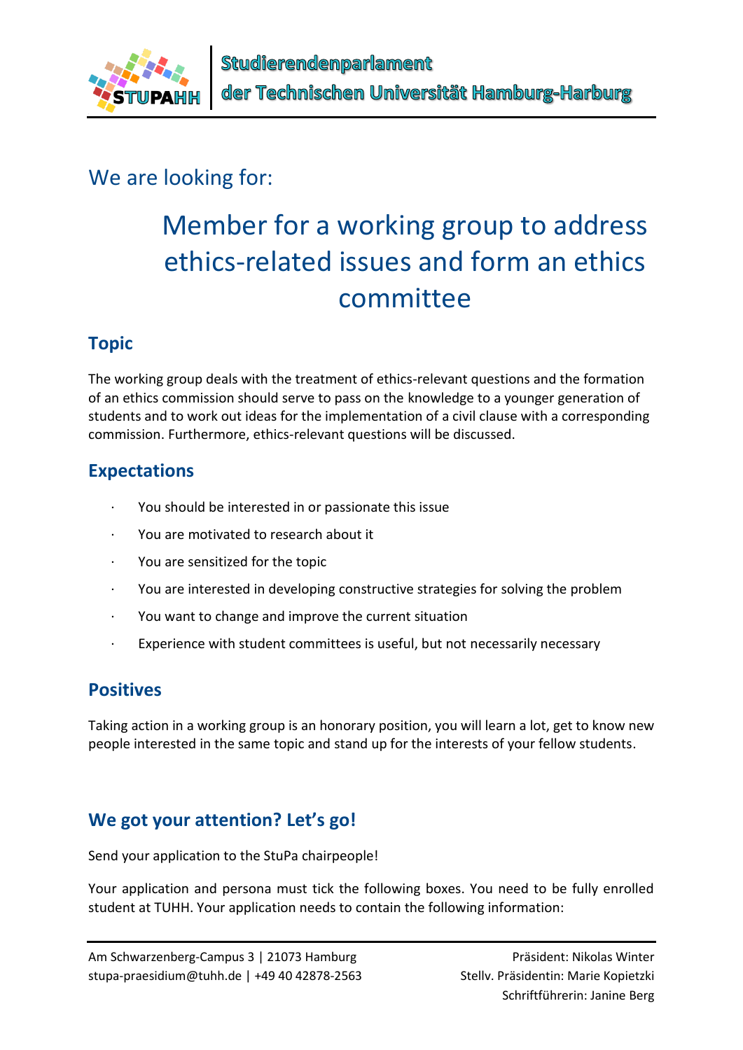Studierendenparlament
der Technischen Universität Hamburg-Harburg

We are looking for:

# Member for a working group to address ethics-related issues and form an ethics committee

## Topic

The working group deals with the treatment of ethics-relevant questions and the formation of an ethics commission should serve to pass on the knowledge to a younger generation of students and to work out ideas for the implementation of a civil clause with a corresponding commission. Furthermore, ethics-relevant questions will be discussed.

## Expectations

- You should be interested in or passionate this issue
- You are motivated to research about it
- You are sensitized for the topic
- You are interested in developing constructive strategies for solving the problem
- You want to change and improve the current situation
- Experience with student committees is useful, but not necessarily necessary

## Positives

Taking action in a working group is an honorary position, you will learn a lot, get to know new people interested in the same topic and stand up for the interests of your fellow students.

## We got your attention? Let's go!

Send your application to the StuPa chairpeople!

Your application and persona must tick the following boxes. You need to be fully enrolled student at TUHH. Your application needs to contain the following information:

Am Schwarzenberg-Campus 3 | 21073 Hamburg
stupa-praesidium@tuhh.de | +49 40 42878-2563

Präsident: Nikolas Winter
Stellv. Präsidentin: Marie Kopietzki
Schriftführerin: Janine Berg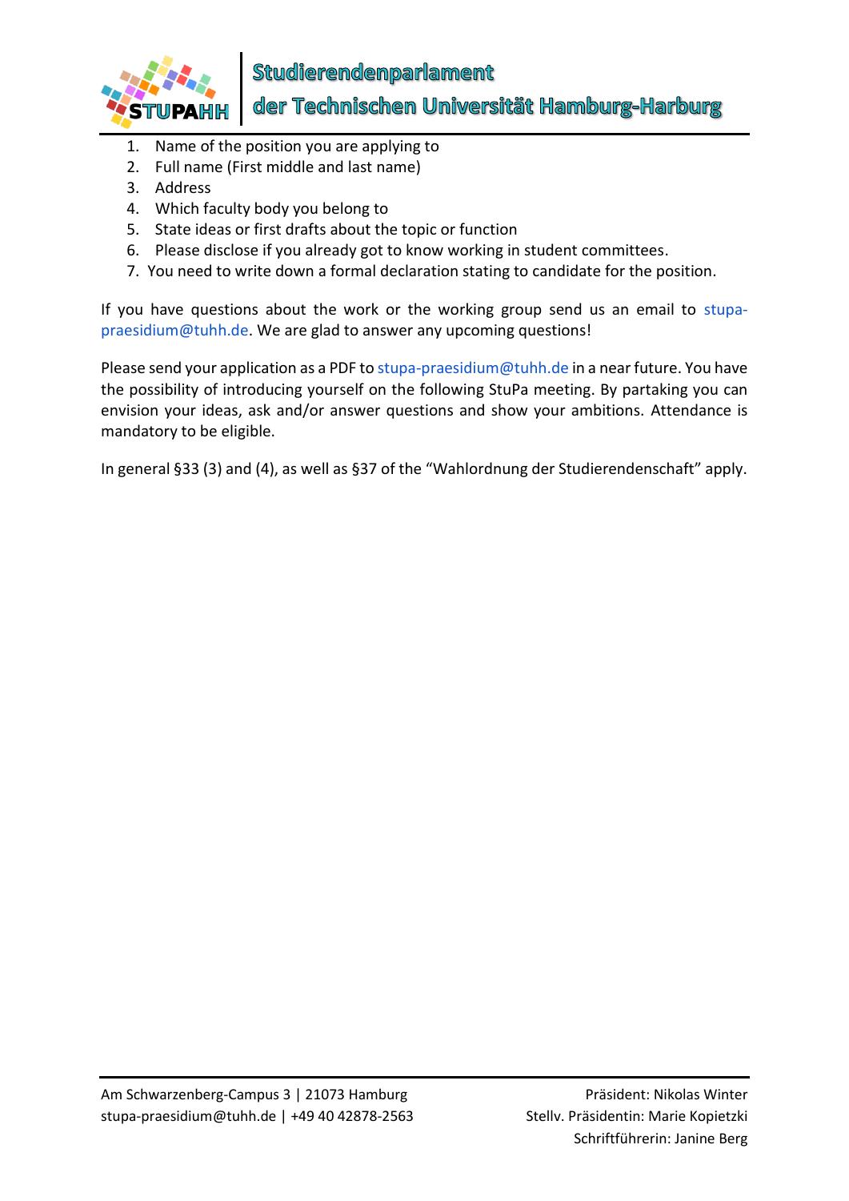1. Name of the position you are applying to
2. Full name (First middle and last name)
3. Address
4. Which faculty body you belong to
5. State ideas or first drafts about the topic or function
6. Please disclose if you already got to know working in student committees.
7. You need to write down a formal declaration stating to candidate for the position.

If you have questions about the work or the working group send us an email to stupa-praesidium@tuhh.de. We are glad to answer any upcoming questions!

Please send your application as a PDF to stupa-praesidium@tuhh.de in a near future. You have the possibility of introducing yourself on the following StuPa meeting. By partaking you can envision your ideas, ask and/or answer questions and show your ambitions. Attendance is mandatory to be eligible.

In general §33 (3) and (4), as well as §37 of the "Wahlordnung der Studierendenschaft" apply.